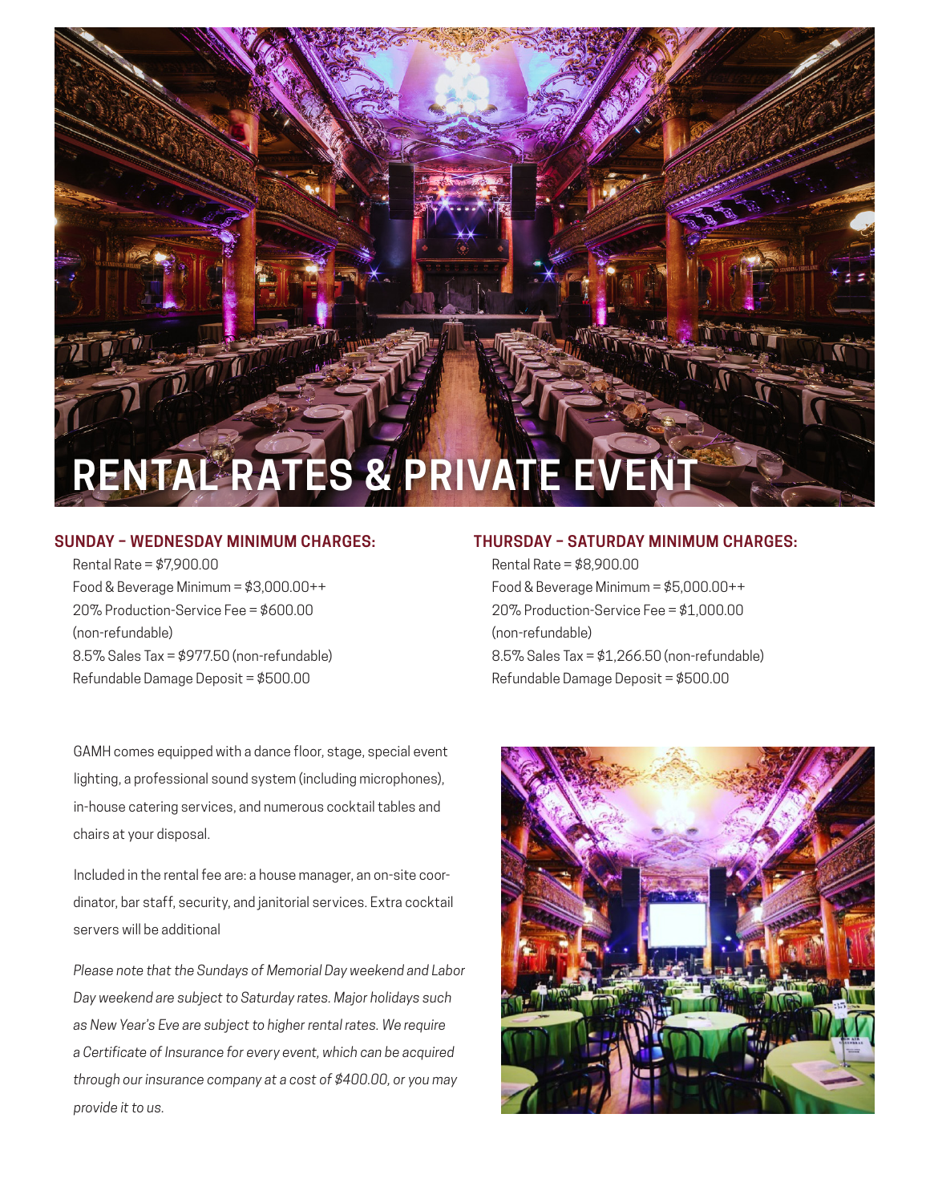# RENTAL RATES & PRIVATE EVENT

### SUNDAY – WEDNESDAY MINIMUM CHARGES:

Rental Rate = $7,900.00
Food & Beverage Minimum = $3,000.00++
20% Production-Service Fee = $600.00 (non-refundable)
8.5% Sales Tax = $977.50 (non-refundable)
Refundable Damage Deposit = $500.00

### THURSDAY – SATURDAY MINIMUM CHARGES:

Rental Rate = $8,900.00
Food & Beverage Minimum = $5,000.00++
20% Production-Service Fee = $1,000.00 (non-refundable)
8.5% Sales Tax = $1,266.50 (non-refundable)
Refundable Damage Deposit = $500.00

GAMH comes equipped with a dance floor, stage, special event lighting, a professional sound system (including microphones), in-house catering services, and numerous cocktail tables and chairs at your disposal.

Included in the rental fee are: a house manager, an on-site coordinator, bar staff, security, and janitorial services. Extra cocktail servers will be additional

*Please note that the Sundays of Memorial Day weekend and Labor Day weekend are subject to Saturday rates. Major holidays such as New Year's Eve are subject to higher rental rates. We require a Certificate of Insurance for every event, which can be acquired through our insurance company at a cost of $400.00, or you may provide it to us.*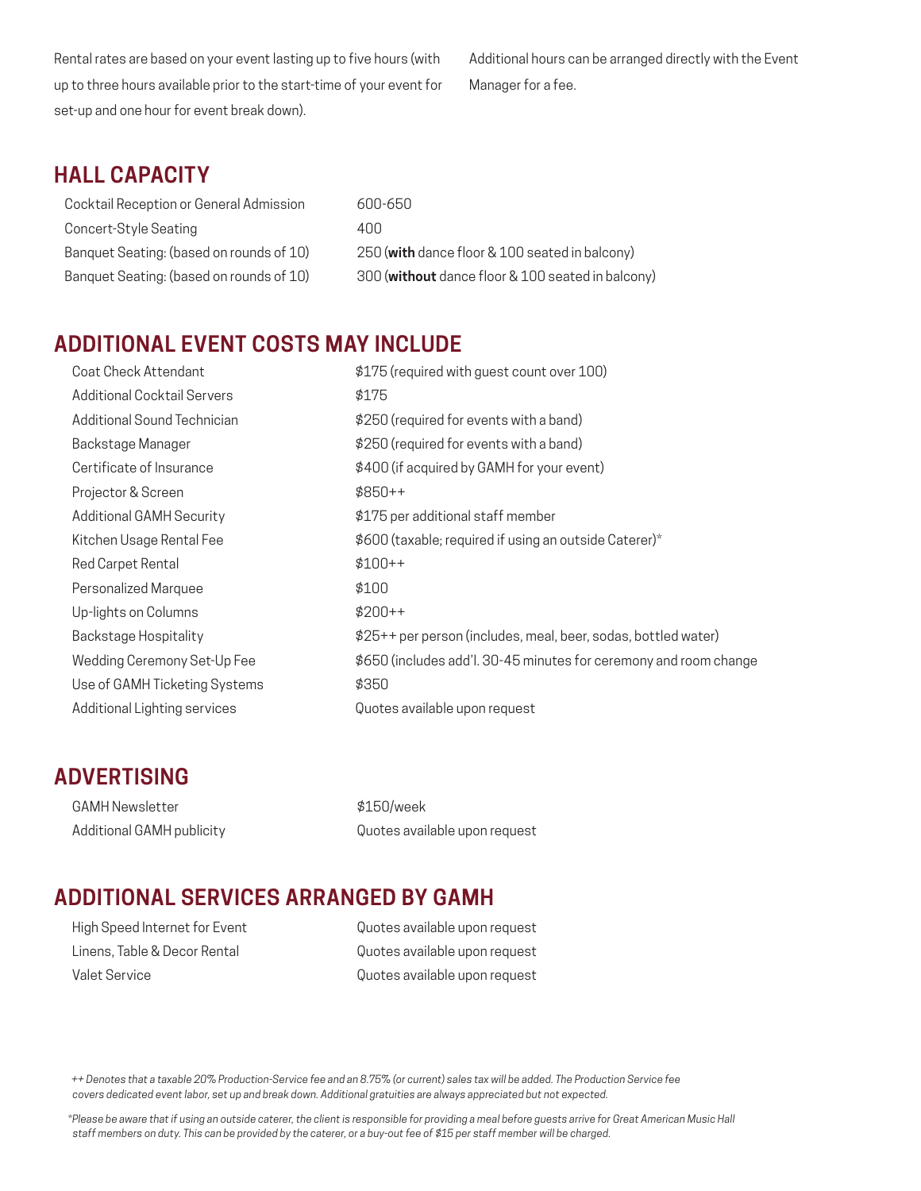Rental rates are based on your event lasting up to five hours (with up to three hours available prior to the start-time of your event for set-up and one hour for event break down).

Additional hours can be arranged directly with the Event Manager for a fee.

## HALL CAPACITY

| | |
|---|---|
| Cocktail Reception or General Admission | 600-650 |
| Concert-Style Seating | 400 |
| Banquet Seating: (based on rounds of 10) | 250 (**with** dance floor & 100 seated in balcony) |
| Banquet Seating: (based on rounds of 10) | 300 (**without** dance floor & 100 seated in balcony) |

## ADDITIONAL EVENT COSTS MAY INCLUDE

| | |
|---|---|
| Coat Check Attendant | $175 (required with guest count over 100) |
| Additional Cocktail Servers | $175 |
| Additional Sound Technician | $250 (required for events with a band) |
| Backstage Manager | $250 (required for events with a band) |
| Certificate of Insurance | $400 (if acquired by GAMH for your event) |
| Projector & Screen | $850++ |
| Additional GAMH Security | $175 per additional staff member |
| Kitchen Usage Rental Fee | $600 (taxable; required if using an outside Caterer)* |
| Red Carpet Rental | $100++ |
| Personalized Marquee | $100 |
| Up-lights on Columns | $200++ |
| Backstage Hospitality | $25++ per person (includes, meal, beer, sodas, bottled water) |
| Wedding Ceremony Set-Up Fee | $650 (includes add'l. 30-45 minutes for ceremony and room change |
| Use of GAMH Ticketing Systems | $350 |
| Additional Lighting services | Quotes available upon request |

## ADVERTISING

| | |
|---|---|
| GAMH Newsletter | $150/week |
| Additional GAMH publicity | Quotes available upon request |

## ADDITIONAL SERVICES ARRANGED BY GAMH

| | |
|---|---|
| High Speed Internet for Event | Quotes available upon request |
| Linens, Table & Decor Rental | Quotes available upon request |
| Valet Service | Quotes available upon request |

*++ Denotes that a taxable 20% Production-Service fee and an 8.75% (or current) sales tax will be added. The Production Service fee covers dedicated event labor, set up and break down. Additional gratuities are always appreciated but not expected.*

**Please be aware that if using an outside caterer, the client is responsible for providing a meal before guests arrive for Great American Music Hall staff members on duty. This can be provided by the caterer, or a buy-out fee of $15 per staff member will be charged.*